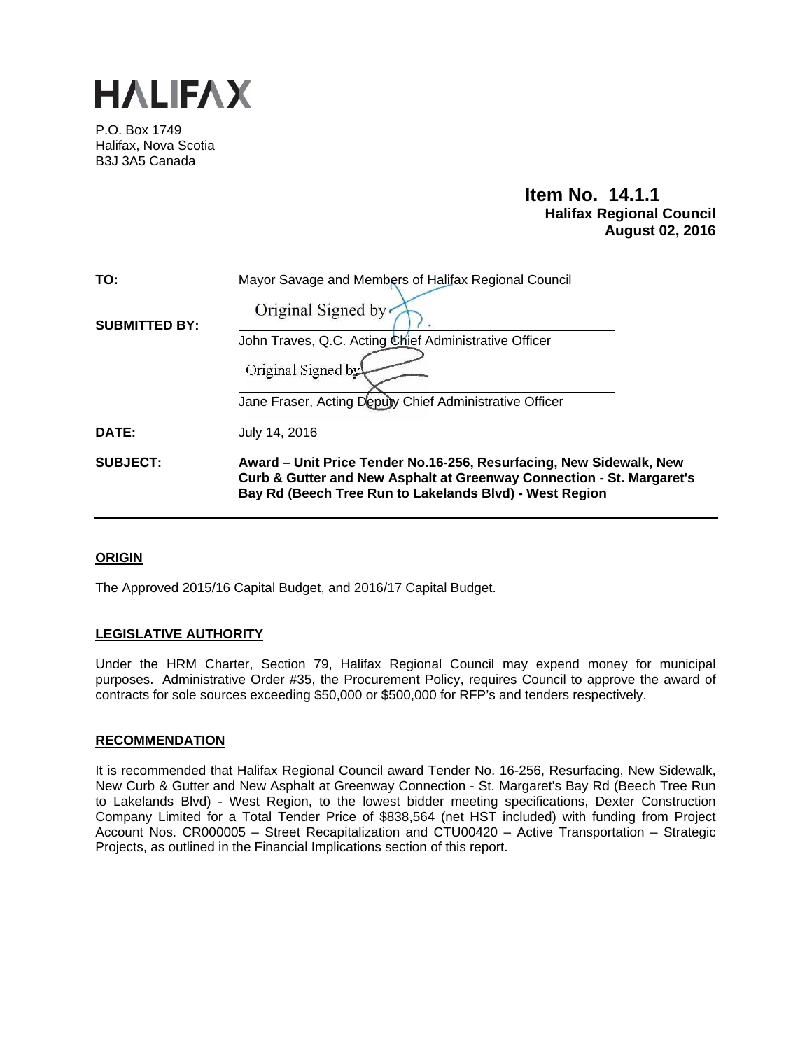# HALIFAX

P.O. Box 1749
Halifax, Nova Scotia
B3J 3A5 Canada

**Item No. 14.1.1**
**Halifax Regional Council**
**August 02, 2016**

| | |
|---|---|
| **TO:** | Mayor Savage and Members of Halifax Regional Council |
| **SUBMITTED BY:** | Original Signed by<br>John Traves, Q.C. Acting Chief Administrative Officer<br>Original Signed by<br>Jane Fraser, Acting Deputy Chief Administrative Officer |
| **DATE:** | July 14, 2016 |
| **SUBJECT:** | **Award – Unit Price Tender No.16-256, Resurfacing, New Sidewalk, New Curb & Gutter and New Asphalt at Greenway Connection - St. Margaret's Bay Rd (Beech Tree Run to Lakelands Blvd) - West Region** |

## ORIGIN

The Approved 2015/16 Capital Budget, and 2016/17 Capital Budget.

## LEGISLATIVE AUTHORITY

Under the HRM Charter, Section 79, Halifax Regional Council may expend money for municipal purposes. Administrative Order #35, the Procurement Policy, requires Council to approve the award of contracts for sole sources exceeding $50,000 or $500,000 for RFP's and tenders respectively.

## RECOMMENDATION

It is recommended that Halifax Regional Council award Tender No. 16-256, Resurfacing, New Sidewalk, New Curb & Gutter and New Asphalt at Greenway Connection - St. Margaret's Bay Rd (Beech Tree Run to Lakelands Blvd) - West Region, to the lowest bidder meeting specifications, Dexter Construction Company Limited for a Total Tender Price of $838,564 (net HST included) with funding from Project Account Nos. CR000005 – Street Recapitalization and CTU00420 – Active Transportation – Strategic Projects, as outlined in the Financial Implications section of this report.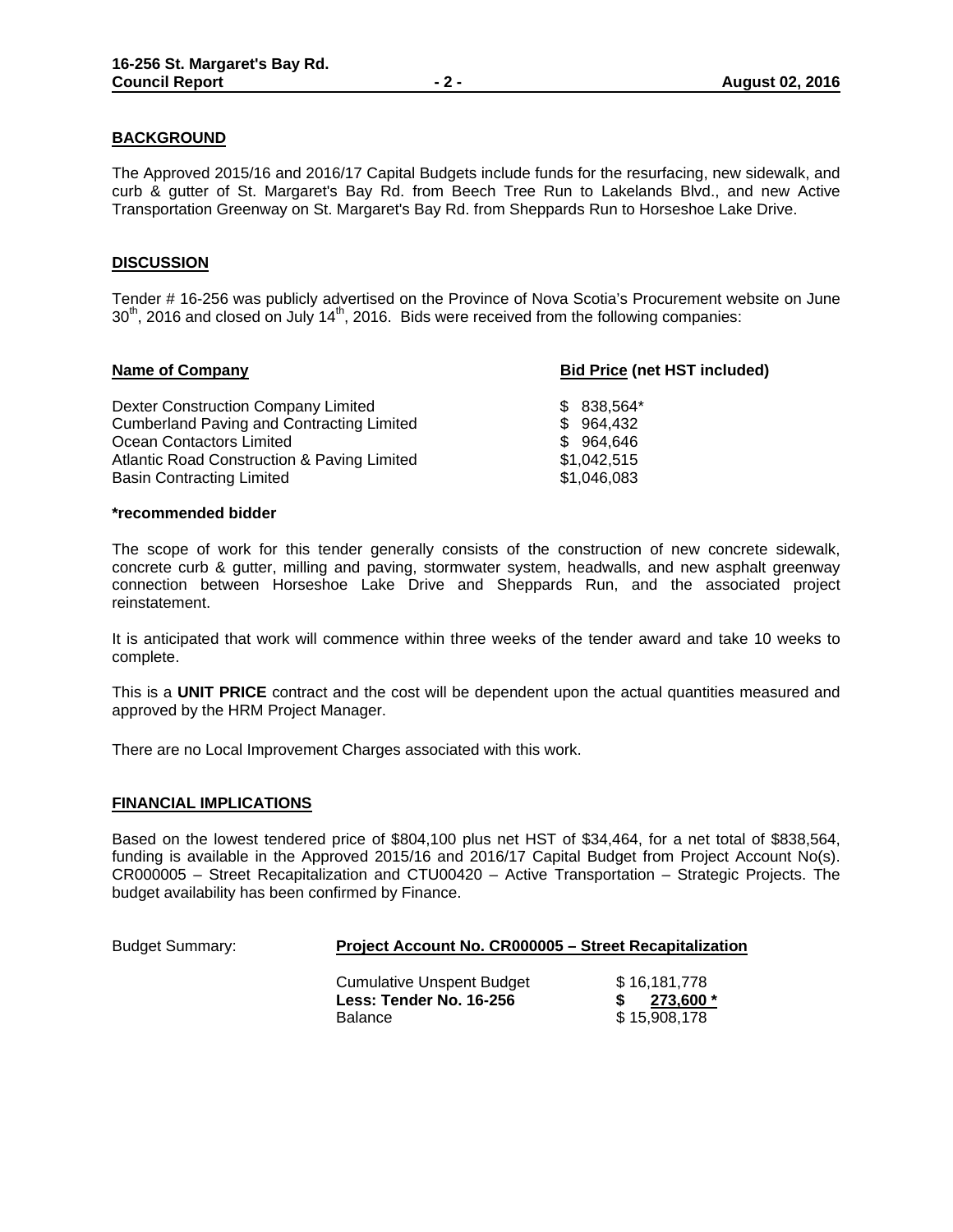## BACKGROUND

The Approved 2015/16 and 2016/17 Capital Budgets include funds for the resurfacing, new sidewalk, and curb & gutter of St. Margaret's Bay Rd. from Beech Tree Run to Lakelands Blvd., and new Active Transportation Greenway on St. Margaret's Bay Rd. from Sheppards Run to Horseshoe Lake Drive.

## DISCUSSION

Tender # 16-256 was publicly advertised on the Province of Nova Scotia's Procurement website on June 30th, 2016 and closed on July 14th, 2016. Bids were received from the following companies:

| Name of Company | Bid Price (net HST included) |
|---|---|
| Dexter Construction Company Limited | $ 838,564* |
| Cumberland Paving and Contracting Limited | $ 964,432 |
| Ocean Contactors Limited | $ 964,646 |
| Atlantic Road Construction & Paving Limited | $1,042,515 |
| Basin Contracting Limited | $1,046,083 |

**\*recommended bidder**

The scope of work for this tender generally consists of the construction of new concrete sidewalk, concrete curb & gutter, milling and paving, stormwater system, headwalls, and new asphalt greenway connection between Horseshoe Lake Drive and Sheppards Run, and the associated project reinstatement.

It is anticipated that work will commence within three weeks of the tender award and take 10 weeks to complete.

This is a **UNIT PRICE** contract and the cost will be dependent upon the actual quantities measured and approved by the HRM Project Manager.

There are no Local Improvement Charges associated with this work.

## FINANCIAL IMPLICATIONS

Based on the lowest tendered price of $804,100 plus net HST of $34,464, for a net total of $838,564, funding is available in the Approved 2015/16 and 2016/17 Capital Budget from Project Account No(s). CR000005 – Street Recapitalization and CTU00420 – Active Transportation – Strategic Projects. The budget availability has been confirmed by Finance.

Budget Summary: **Project Account No. CR000005 – Street Recapitalization**

| | |
|---|---|
| Cumulative Unspent Budget | $ 16,181,778 |
| **Less: Tender No. 16-256** | **$ 273,600 \*** |
| Balance | $ 15,908,178 |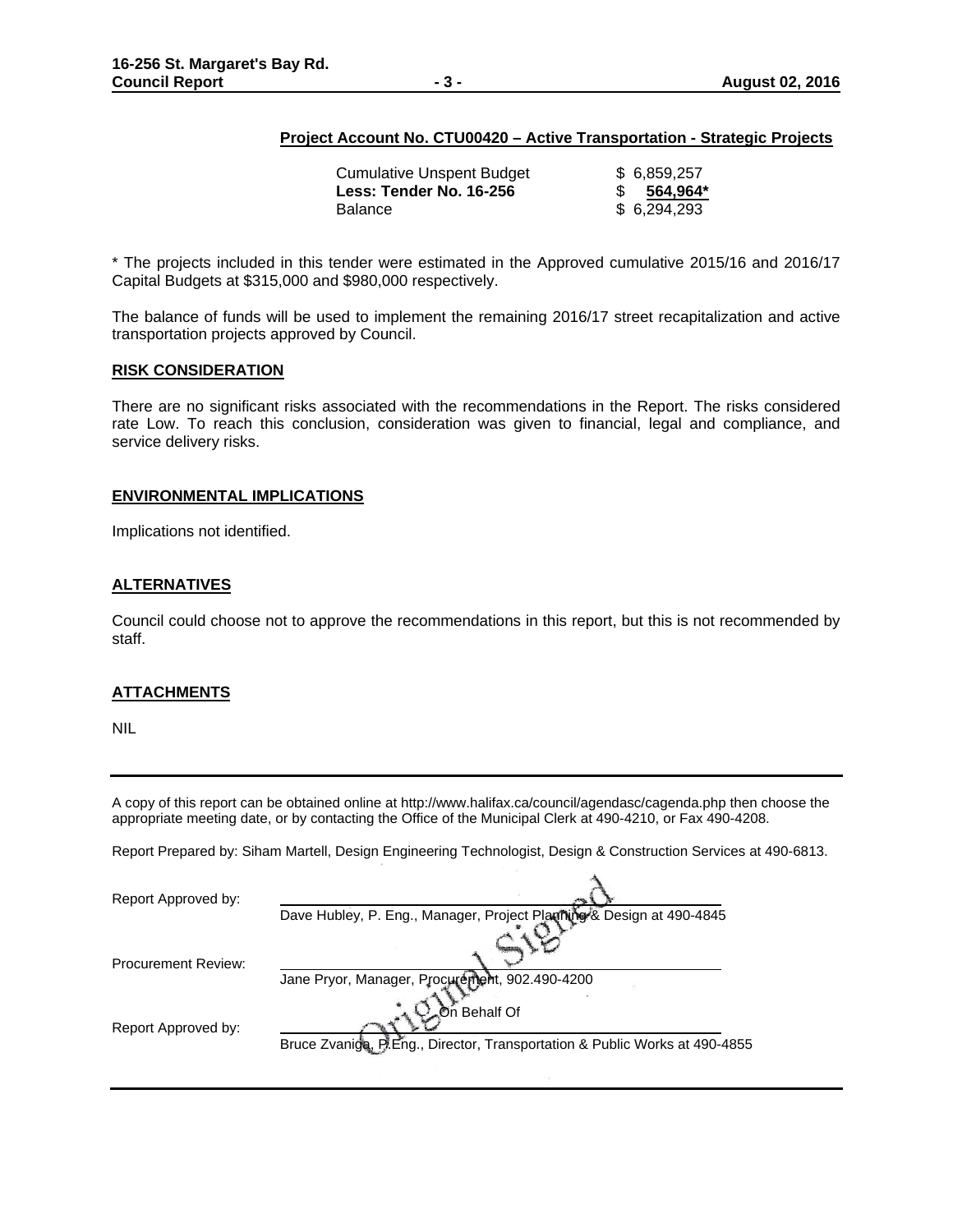**Project Account No. CTU00420 – Active Transportation - Strategic Projects**

| | |
|---|---|
| Cumulative Unspent Budget | $ 6,859,257 |
| **Less: Tender No. 16-256** | $ **564,964*** |
| Balance | $ 6,294,293 |

* The projects included in this tender were estimated in the Approved cumulative 2015/16 and 2016/17 Capital Budgets at $315,000 and $980,000 respectively.

The balance of funds will be used to implement the remaining 2016/17 street recapitalization and active transportation projects approved by Council.

## RISK CONSIDERATION

There are no significant risks associated with the recommendations in the Report. The risks considered rate Low. To reach this conclusion, consideration was given to financial, legal and compliance, and service delivery risks.

## ENVIRONMENTAL IMPLICATIONS

Implications not identified.

## ALTERNATIVES

Council could choose not to approve the recommendations in this report, but this is not recommended by staff.

## ATTACHMENTS

NIL

---

A copy of this report can be obtained online at http://www.halifax.ca/council/agendasc/cagenda.php then choose the appropriate meeting date, or by contacting the Office of the Municipal Clerk at 490-4210, or Fax 490-4208.

Report Prepared by: Siham Martell, Design Engineering Technologist, Design & Construction Services at 490-6813.

Original Signed

Report Approved by: Dave Hubley, P. Eng., Manager, Project Planning & Design at 490-4845

Procurement Review: Jane Pryor, Manager, Procurement, 902.490-4200

On Behalf Of

Report Approved by: Bruce Zvaniga, P.Eng., Director, Transportation & Public Works at 490-4855